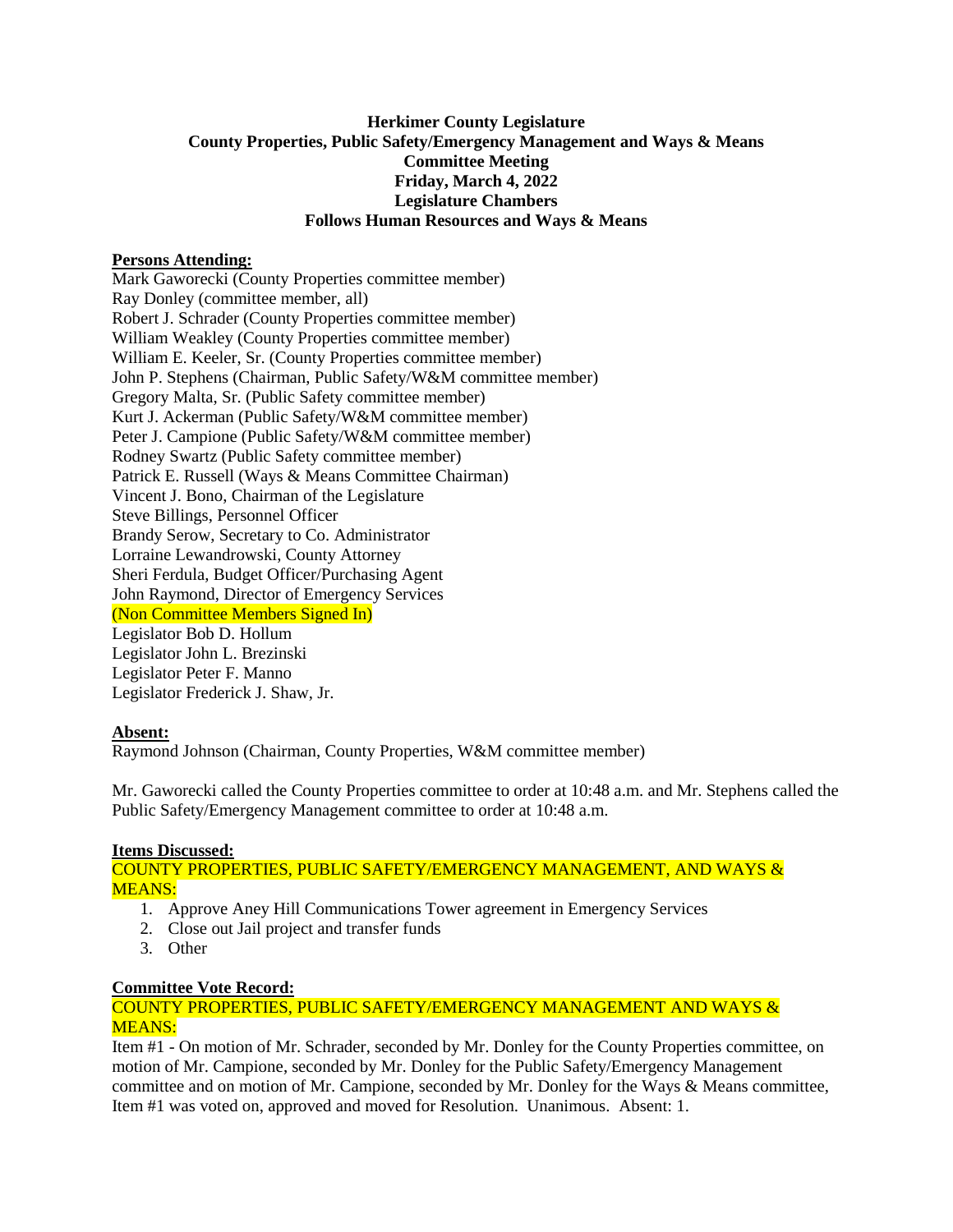# Herkimer County Legislature
## County Properties, Public Safety/Emergency Management and Ways & Means
## Committee Meeting
## Friday, March 4, 2022
## Legislature Chambers
## Follows Human Resources and Ways & Means

**Persons Attending:**

Mark Gaworecki (County Properties committee member)
Ray Donley (committee member, all)
Robert J. Schrader (County Properties committee member)
William Weakley (County Properties committee member)
William E. Keeler, Sr. (County Properties committee member)
John P. Stephens (Chairman, Public Safety/W&M committee member)
Gregory Malta, Sr. (Public Safety committee member)
Kurt J. Ackerman (Public Safety/W&M committee member)
Peter J. Campione (Public Safety/W&M committee member)
Rodney Swartz (Public Safety committee member)
Patrick E. Russell (Ways & Means Committee Chairman)
Vincent J. Bono, Chairman of the Legislature
Steve Billings, Personnel Officer
Brandy Serow, Secretary to Co. Administrator
Lorraine Lewandrowski, County Attorney
Sheri Ferdula, Budget Officer/Purchasing Agent
John Raymond, Director of Emergency Services
(Non Committee Members Signed In)
Legislator Bob D. Hollum
Legislator John L. Brezinski
Legislator Peter F. Manno
Legislator Frederick J. Shaw, Jr.

**Absent:**

Raymond Johnson (Chairman, County Properties, W&M committee member)

Mr. Gaworecki called the County Properties committee to order at 10:48 a.m. and Mr. Stephens called the Public Safety/Emergency Management committee to order at 10:48 a.m.

**Items Discussed:**

COUNTY PROPERTIES, PUBLIC SAFETY/EMERGENCY MANAGEMENT, AND WAYS & MEANS:

1. Approve Aney Hill Communications Tower agreement in Emergency Services
2. Close out Jail project and transfer funds
3. Other

**Committee Vote Record:**

COUNTY PROPERTIES, PUBLIC SAFETY/EMERGENCY MANAGEMENT AND WAYS & MEANS:

Item #1 - On motion of Mr. Schrader, seconded by Mr. Donley for the County Properties committee, on motion of Mr. Campione, seconded by Mr. Donley for the Public Safety/Emergency Management committee and on motion of Mr. Campione, seconded by Mr. Donley for the Ways & Means committee, Item #1 was voted on, approved and moved for Resolution. Unanimous. Absent: 1.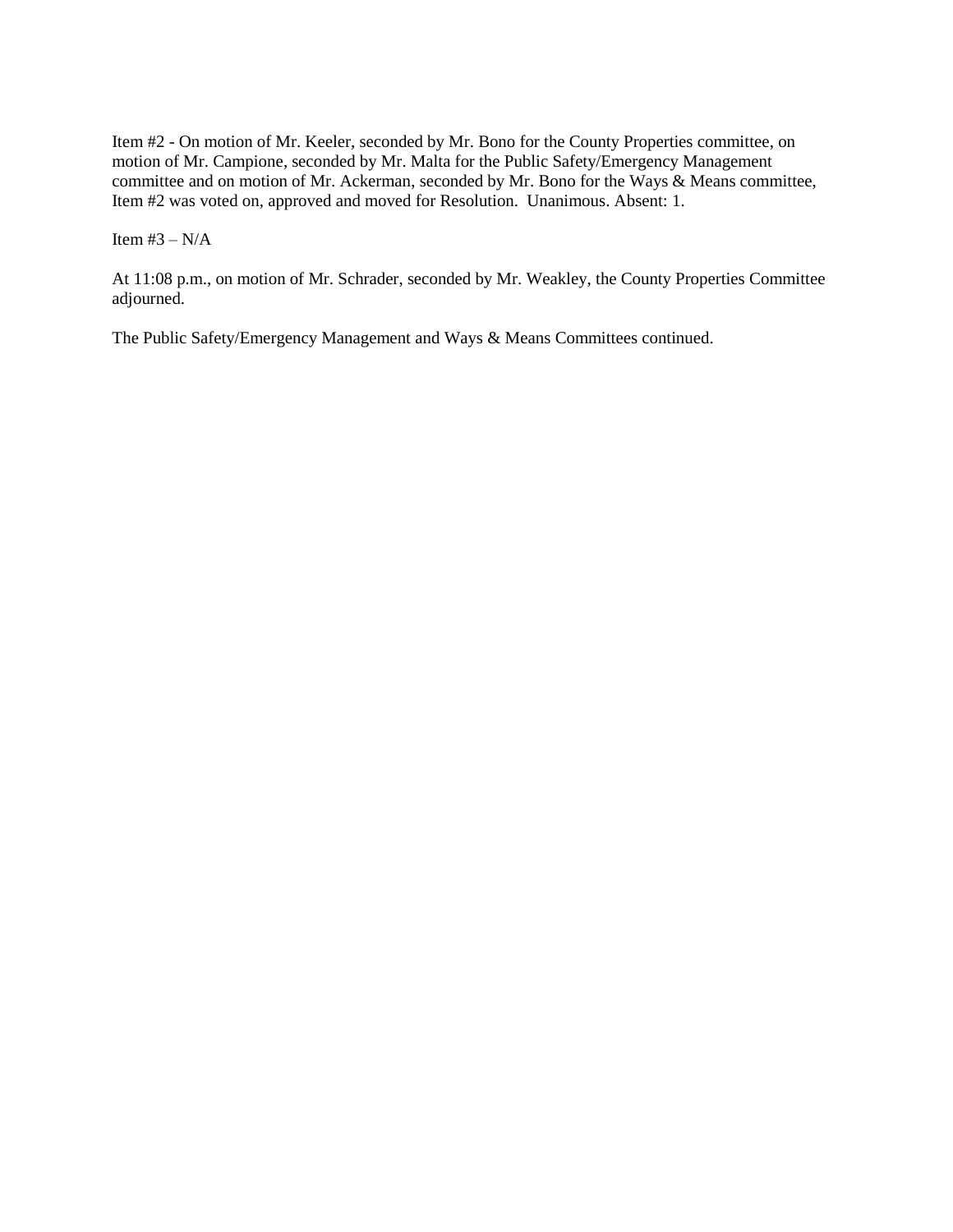Item #2 - On motion of Mr. Keeler, seconded by Mr. Bono for the County Properties committee, on motion of Mr. Campione, seconded by Mr. Malta for the Public Safety/Emergency Management committee and on motion of Mr. Ackerman, seconded by Mr. Bono for the Ways & Means committee, Item #2 was voted on, approved and moved for Resolution. Unanimous. Absent: 1.

Item #3 – N/A

At 11:08 p.m., on motion of Mr. Schrader, seconded by Mr. Weakley, the County Properties Committee adjourned.

The Public Safety/Emergency Management and Ways & Means Committees continued.